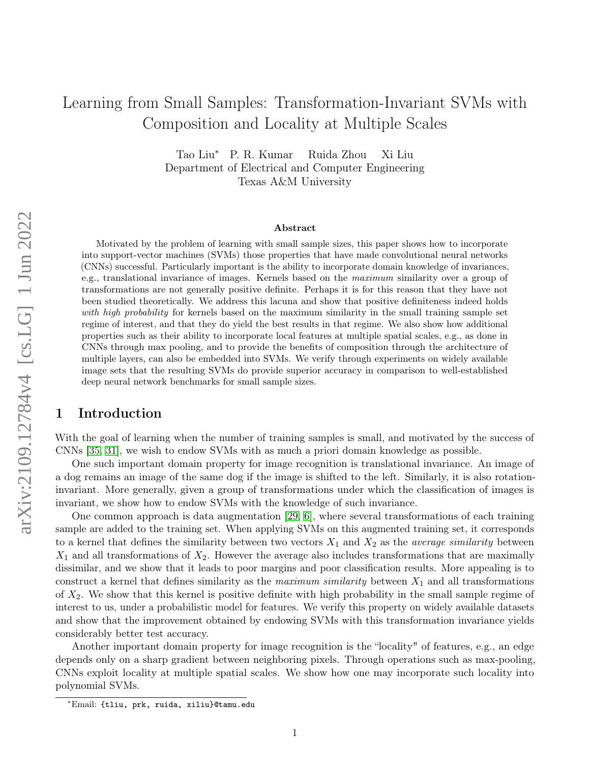# Learning from Small Samples: Transformation-Invariant SVMs with Composition and Locality at Multiple Scales

Tao Liu* P. R. Kumar Ruida Zhou Xi Liu
Department of Electrical and Computer Engineering
Texas A&M University

### Abstract

Motivated by the problem of learning with small sample sizes, this paper shows how to incorporate into support-vector machines (SVMs) those properties that have made convolutional neural networks (CNNs) successful. Particularly important is the ability to incorporate domain knowledge of invariances, e.g., translational invariance of images. Kernels based on the *maximum* similarity over a group of transformations are not generally positive definite. Perhaps it is for this reason that they have not been studied theoretically. We address this lacuna and show that positive definiteness indeed holds *with high probability* for kernels based on the maximum similarity in the small training sample set regime of interest, and that they do yield the best results in that regime. We also show how additional properties such as their ability to incorporate local features at multiple spatial scales, e.g., as done in CNNs through max pooling, and to provide the benefits of composition through the architecture of multiple layers, can also be embedded into SVMs. We verify through experiments on widely available image sets that the resulting SVMs do provide superior accuracy in comparison to well-established deep neural network benchmarks for small sample sizes.

## 1 Introduction

With the goal of learning when the number of training samples is small, and motivated by the success of CNNs [35, 31], we wish to endow SVMs with as much a priori domain knowledge as possible.

One such important domain property for image recognition is translational invariance. An image of a dog remains an image of the same dog if the image is shifted to the left. Similarly, it is also rotation-invariant. More generally, given a group of transformations under which the classification of images is invariant, we show how to endow SVMs with the knowledge of such invariance.

One common approach is data augmentation [29, 6], where several transformations of each training sample are added to the training set. When applying SVMs on this augmented training set, it corresponds to a kernel that defines the similarity between two vectors $X_1$ and $X_2$ as the *average similarity* between $X_1$ and all transformations of $X_2$. However the average also includes transformations that are maximally dissimilar, and we show that it leads to poor margins and poor classification results. More appealing is to construct a kernel that defines similarity as the *maximum similarity* between $X_1$ and all transformations of $X_2$. We show that this kernel is positive definite with high probability in the small sample regime of interest to us, under a probabilistic model for features. We verify this property on widely available datasets and show that the improvement obtained by endowing SVMs with this transformation invariance yields considerably better test accuracy.

Another important domain property for image recognition is the "locality" of features, e.g., an edge depends only on a sharp gradient between neighboring pixels. Through operations such as max-pooling, CNNs exploit locality at multiple spatial scales. We show how one may incorporate such locality into polynomial SVMs.

*Email: {tliu, prk, ruida, xiliu}@tamu.edu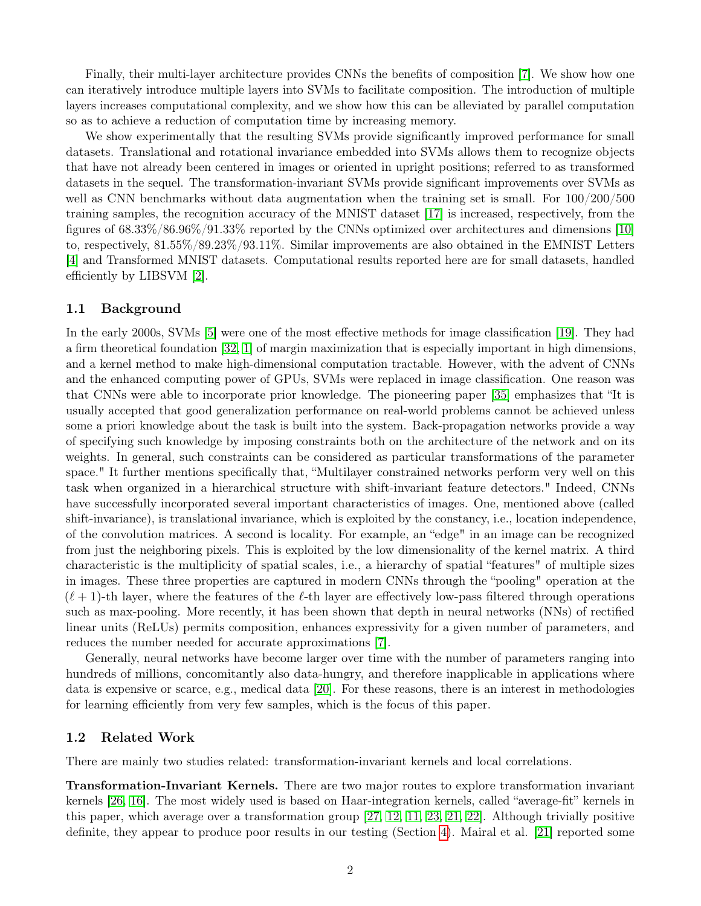Finally, their multi-layer architecture provides CNNs the benefits of composition [7]. We show how one can iteratively introduce multiple layers into SVMs to facilitate composition. The introduction of multiple layers increases computational complexity, and we show how this can be alleviated by parallel computation so as to achieve a reduction of computation time by increasing memory.

We show experimentally that the resulting SVMs provide significantly improved performance for small datasets. Translational and rotational invariance embedded into SVMs allows them to recognize objects that have not already been centered in images or oriented in upright positions; referred to as transformed datasets in the sequel. The transformation-invariant SVMs provide significant improvements over SVMs as well as CNN benchmarks without data augmentation when the training set is small. For 100/200/500 training samples, the recognition accuracy of the MNIST dataset [17] is increased, respectively, from the figures of 68.33%/86.96%/91.33% reported by the CNNs optimized over architectures and dimensions [10] to, respectively, 81.55%/89.23%/93.11%. Similar improvements are also obtained in the EMNIST Letters [4] and Transformed MNIST datasets. Computational results reported here are for small datasets, handled efficiently by LIBSVM [2].

## 1.1 Background

In the early 2000s, SVMs [5] were one of the most effective methods for image classification [19]. They had a firm theoretical foundation [32, 1] of margin maximization that is especially important in high dimensions, and a kernel method to make high-dimensional computation tractable. However, with the advent of CNNs and the enhanced computing power of GPUs, SVMs were replaced in image classification. One reason was that CNNs were able to incorporate prior knowledge. The pioneering paper [35] emphasizes that "It is usually accepted that good generalization performance on real-world problems cannot be achieved unless some a priori knowledge about the task is built into the system. Back-propagation networks provide a way of specifying such knowledge by imposing constraints both on the architecture of the network and on its weights. In general, such constraints can be considered as particular transformations of the parameter space." It further mentions specifically that, "Multilayer constrained networks perform very well on this task when organized in a hierarchical structure with shift-invariant feature detectors." Indeed, CNNs have successfully incorporated several important characteristics of images. One, mentioned above (called shift-invariance), is translational invariance, which is exploited by the constancy, i.e., location independence, of the convolution matrices. A second is locality. For example, an "edge" in an image can be recognized from just the neighboring pixels. This is exploited by the low dimensionality of the kernel matrix. A third characteristic is the multiplicity of spatial scales, i.e., a hierarchy of spatial "features" of multiple sizes in images. These three properties are captured in modern CNNs through the "pooling" operation at the $(\ell+1)$-th layer, where the features of the $\ell$-th layer are effectively low-pass filtered through operations such as max-pooling. More recently, it has been shown that depth in neural networks (NNs) of rectified linear units (ReLUs) permits composition, enhances expressivity for a given number of parameters, and reduces the number needed for accurate approximations [7].

Generally, neural networks have become larger over time with the number of parameters ranging into hundreds of millions, concomitantly also data-hungry, and therefore inapplicable in applications where data is expensive or scarce, e.g., medical data [20]. For these reasons, there is an interest in methodologies for learning efficiently from very few samples, which is the focus of this paper.

## 1.2 Related Work

There are mainly two studies related: transformation-invariant kernels and local correlations.

**Transformation-Invariant Kernels.** There are two major routes to explore transformation invariant kernels [26, 16]. The most widely used is based on Haar-integration kernels, called "average-fit" kernels in this paper, which average over a transformation group [27, 12, 11, 23, 21, 22]. Although trivially positive definite, they appear to produce poor results in our testing (Section 4). Mairal et al. [21] reported some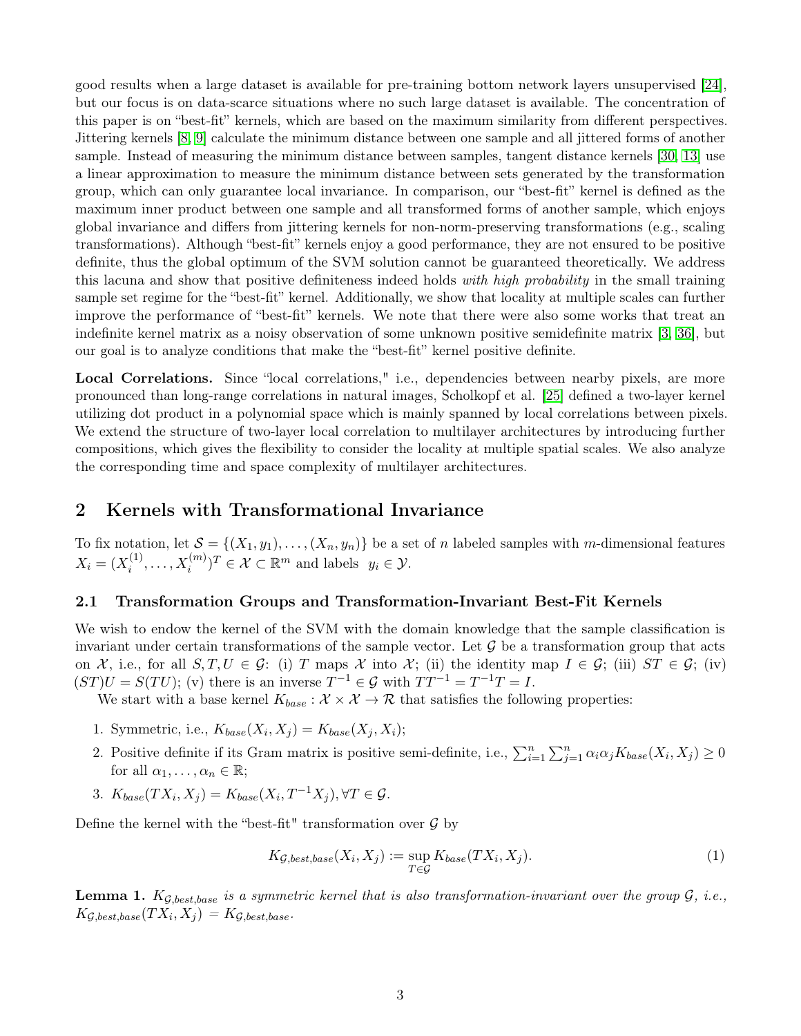good results when a large dataset is available for pre-training bottom network layers unsupervised [24], but our focus is on data-scarce situations where no such large dataset is available. The concentration of this paper is on "best-fit" kernels, which are based on the maximum similarity from different perspectives. Jittering kernels [8, 9] calculate the minimum distance between one sample and all jittered forms of another sample. Instead of measuring the minimum distance between samples, tangent distance kernels [30, 13] use a linear approximation to measure the minimum distance between sets generated by the transformation group, which can only guarantee local invariance. In comparison, our "best-fit" kernel is defined as the maximum inner product between one sample and all transformed forms of another sample, which enjoys global invariance and differs from jittering kernels for non-norm-preserving transformations (e.g., scaling transformations). Although "best-fit" kernels enjoy a good performance, they are not ensured to be positive definite, thus the global optimum of the SVM solution cannot be guaranteed theoretically. We address this lacuna and show that positive definiteness indeed holds *with high probability* in the small training sample set regime for the "best-fit" kernel. Additionally, we show that locality at multiple scales can further improve the performance of "best-fit" kernels. We note that there were also some works that treat an indefinite kernel matrix as a noisy observation of some unknown positive semidefinite matrix [3, 36], but our goal is to analyze conditions that make the "best-fit" kernel positive definite.

**Local Correlations.** Since "local correlations," i.e., dependencies between nearby pixels, are more pronounced than long-range correlations in natural images, Scholkopf et al. [25] defined a two-layer kernel utilizing dot product in a polynomial space which is mainly spanned by local correlations between pixels. We extend the structure of two-layer local correlation to multilayer architectures by introducing further compositions, which gives the flexibility to consider the locality at multiple spatial scales. We also analyze the corresponding time and space complexity of multilayer architectures.

## 2 Kernels with Transformational Invariance

To fix notation, let $\mathcal{S} = \{(X_1, y_1), \ldots, (X_n, y_n)\}$ be a set of $n$ labeled samples with $m$-dimensional features $X_i = (X_i^{(1)}, \ldots, X_i^{(m)})^T \in \mathcal{X} \subset \mathbb{R}^m$ and labels $y_i \in \mathcal{Y}$.

### 2.1 Transformation Groups and Transformation-Invariant Best-Fit Kernels

We wish to endow the kernel of the SVM with the domain knowledge that the sample classification is invariant under certain transformations of the sample vector. Let $\mathcal{G}$ be a transformation group that acts on $\mathcal{X}$, i.e., for all $S, T, U \in \mathcal{G}$: (i) $T$ maps $\mathcal{X}$ into $\mathcal{X}$; (ii) the identity map $I \in \mathcal{G}$; (iii) $ST \in \mathcal{G}$; (iv) $(ST)U = S(TU)$; (v) there is an inverse $T^{-1} \in \mathcal{G}$ with $TT^{-1} = T^{-1}T = I$.

We start with a base kernel $K_{base} : \mathcal{X} \times \mathcal{X} \to \mathcal{R}$ that satisfies the following properties:

1. Symmetric, i.e., $K_{base}(X_i, X_j) = K_{base}(X_j, X_i)$;
2. Positive definite if its Gram matrix is positive semi-definite, i.e., $\sum_{i=1}^{n}\sum_{j=1}^{n} \alpha_i \alpha_j K_{base}(X_i, X_j) \geq 0$ for all $\alpha_1, \ldots, \alpha_n \in \mathbb{R}$;
3. $K_{base}(TX_i, X_j) = K_{base}(X_i, T^{-1}X_j), \forall T \in \mathcal{G}$.

Define the kernel with the "best-fit" transformation over $\mathcal{G}$ by

$$K_{\mathcal{G},best,base}(X_i, X_j) := \sup_{T \in \mathcal{G}} K_{base}(TX_i, X_j). \tag{1}$$

**Lemma 1.** *$K_{\mathcal{G},best,base}$ is a symmetric kernel that is also transformation-invariant over the group $\mathcal{G}$, i.e., $K_{\mathcal{G},best,base}(TX_i, X_j) = K_{\mathcal{G},best,base}$.*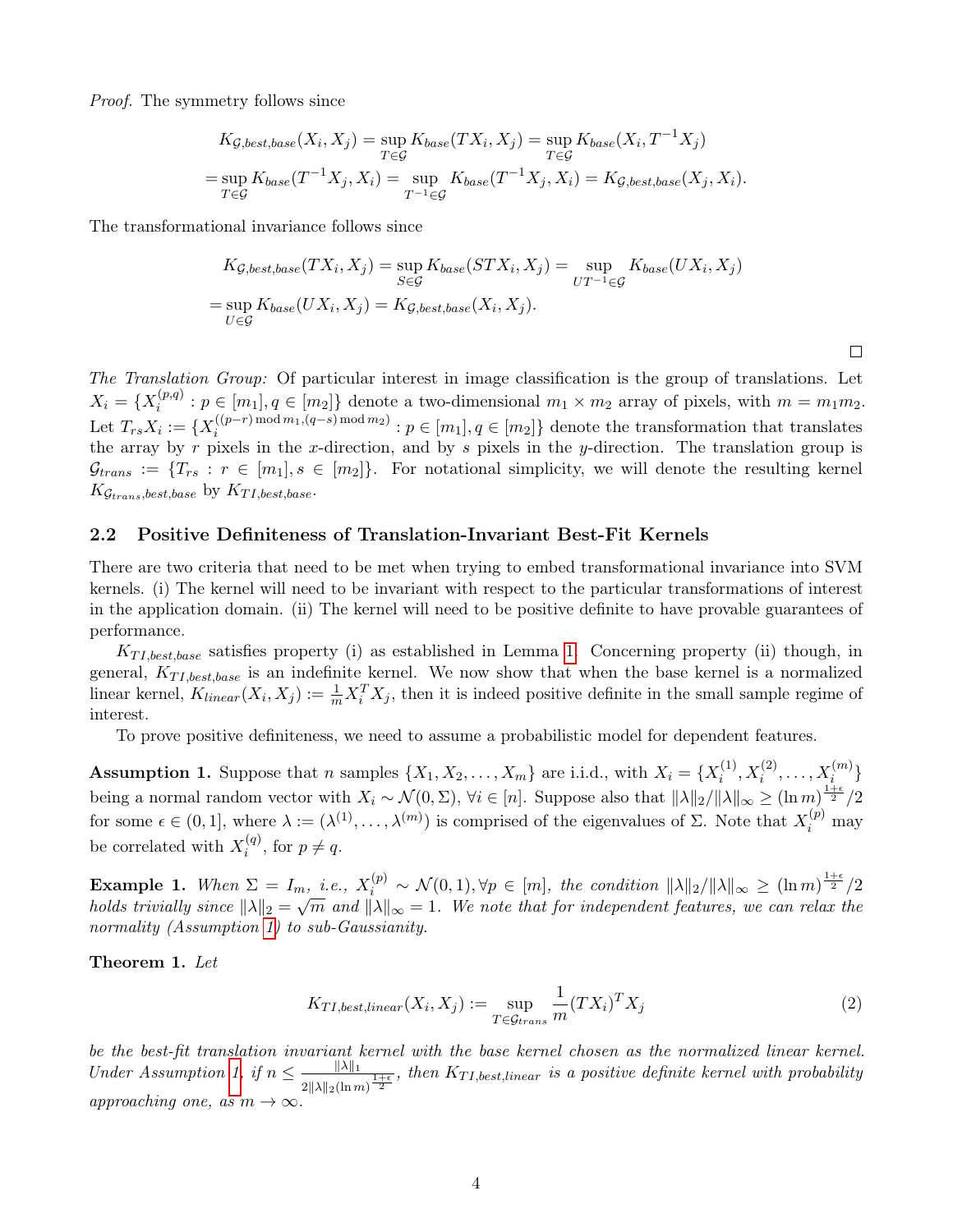*Proof.* The symmetry follows since

$$
\begin{aligned}
K_{\mathcal{G},best,base}(X_i, X_j) &= \sup_{T\in\mathcal{G}} K_{base}(TX_i, X_j) = \sup_{T\in\mathcal{G}} K_{base}(X_i, T^{-1}X_j) \\
=& \sup_{T\in\mathcal{G}} K_{base}(T^{-1}X_j, X_i) = \sup_{T^{-1}\in\mathcal{G}} K_{base}(T^{-1}X_j, X_i) = K_{\mathcal{G},best,base}(X_j, X_i).
\end{aligned}
$$

The transformational invariance follows since

$$
\begin{aligned}
K_{\mathcal{G},best,base}(TX_i, X_j) &= \sup_{S\in\mathcal{G}} K_{base}(STX_i, X_j) = \sup_{UT^{-1}\in\mathcal{G}} K_{base}(UX_i, X_j) \\
=& \sup_{U\in\mathcal{G}} K_{base}(UX_i, X_j) = K_{\mathcal{G},best,base}(X_i, X_j).
\end{aligned}
$$

$\square$

*The Translation Group:* Of particular interest in image classification is the group of translations. Let $X_i = \{X_i^{(p,q)} : p \in [m_1], q \in [m_2]\}$ denote a two-dimensional $m_1 \times m_2$ array of pixels, with $m = m_1 m_2$. Let $T_{rs}X_i := \{X_i^{((p-r) \bmod m_1, (q-s) \bmod m_2)} : p \in [m_1], q \in [m_2]\}$ denote the transformation that translates the array by $r$ pixels in the $x$-direction, and by $s$ pixels in the $y$-direction. The translation group is $\mathcal{G}_{trans} := \{T_{rs} : r \in [m_1], s \in [m_2]\}$. For notational simplicity, we will denote the resulting kernel $K_{\mathcal{G}_{trans},best,base}$ by $K_{TI,best,base}$.

### 2.2 Positive Definiteness of Translation-Invariant Best-Fit Kernels

There are two criteria that need to be met when trying to embed transformational invariance into SVM kernels. (i) The kernel will need to be invariant with respect to the particular transformations of interest in the application domain. (ii) The kernel will need to be positive definite to have provable guarantees of performance.

$K_{TI,best,base}$ satisfies property (i) as established in Lemma 1. Concerning property (ii) though, in general, $K_{TI,best,base}$ is an indefinite kernel. We now show that when the base kernel is a normalized linear kernel, $K_{linear}(X_i, X_j) := \frac{1}{m} X_i^T X_j$, then it is indeed positive definite in the small sample regime of interest.

To prove positive definiteness, we need to assume a probabilistic model for dependent features.

**Assumption 1.** Suppose that $n$ samples $\{X_1, X_2, \ldots, X_m\}$ are i.i.d., with $X_i = \{X_i^{(1)}, X_i^{(2)}, \ldots, X_i^{(m)}\}$ being a normal random vector with $X_i \sim \mathcal{N}(0, \Sigma)$, $\forall i \in [n]$. Suppose also that $\|\lambda\|_2 / \|\lambda\|_\infty \geq (\ln m)^{\frac{1+\epsilon}{2}}/2$ for some $\epsilon \in (0, 1]$, where $\lambda := (\lambda^{(1)}, \ldots, \lambda^{(m)})$ is comprised of the eigenvalues of $\Sigma$. Note that $X_i^{(p)}$ may be correlated with $X_i^{(q)}$, for $p \neq q$.

**Example 1.** *When $\Sigma = I_m$, i.e., $X_i^{(p)} \sim \mathcal{N}(0, 1), \forall p \in [m]$, the condition $\|\lambda\|_2 / \|\lambda\|_\infty \geq (\ln m)^{\frac{1+\epsilon}{2}}/2$ holds trivially since $\|\lambda\|_2 = \sqrt{m}$ and $\|\lambda\|_\infty = 1$. We note that for independent features, we can relax the normality (Assumption 1) to sub-Gaussianity.*

**Theorem 1.** *Let*

$$
K_{TI,best,linear}(X_i, X_j) := \sup_{T\in\mathcal{G}_{trans}} \frac{1}{m} (TX_i)^T X_j \tag{2}
$$

*be the best-fit translation invariant kernel with the base kernel chosen as the normalized linear kernel. Under Assumption 1, if $n \leq \frac{\|\lambda\|_1}{2\|\lambda\|_2 (\ln m)^{\frac{1+\epsilon}{2}}}$, then $K_{TI,best,linear}$ is a positive definite kernel with probability approaching one, as $m \to \infty$.*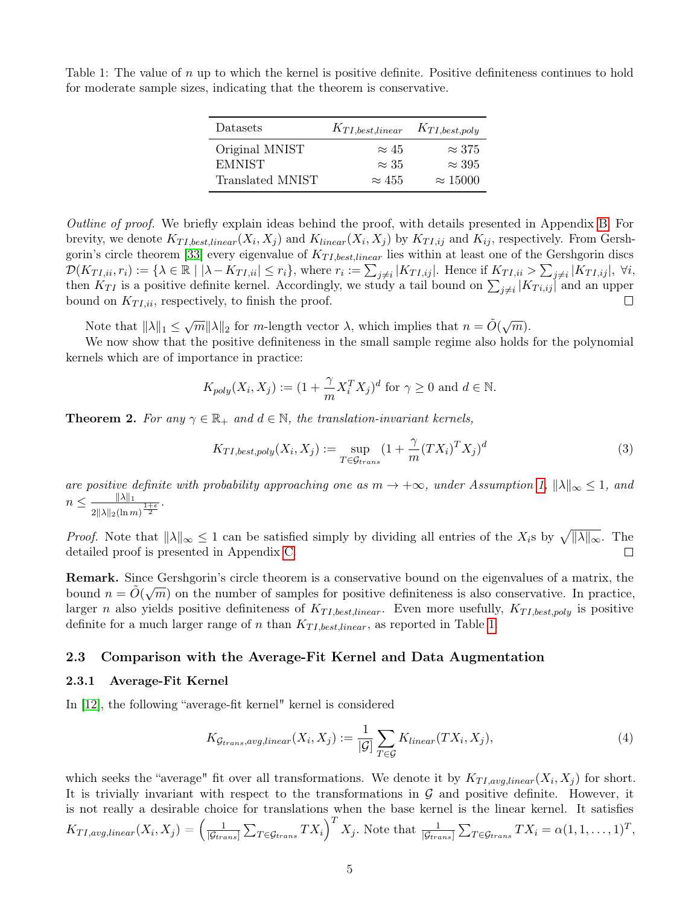Table 1: The value of $n$ up to which the kernel is positive definite. Positive definiteness continues to hold for moderate sample sizes, indicating that the theorem is conservative.

| Datasets | $K_{TI,best,linear}$ | $K_{TI,best,poly}$ |
|---|---|---|
| Original MNIST | $\approx 45$ | $\approx 375$ |
| EMNIST | $\approx 35$ | $\approx 395$ |
| Translated MNIST | $\approx 455$ | $\approx 15000$ |

*Outline of proof.* We briefly explain ideas behind the proof, with details presented in Appendix B. For brevity, we denote $K_{TI,best,linear}(X_i, X_j)$ and $K_{linear}(X_i, X_j)$ by $K_{TI,ij}$ and $K_{ij}$, respectively. From Gershgorin's circle theorem [33] every eigenvalue of $K_{TI,best,linear}$ lies within at least one of the Gershgorin discs $\mathcal{D}(K_{TI,ii}, r_i) := \{\lambda \in \mathbb{R} \mid |\lambda - K_{TI,ii}| \le r_i\}$, where $r_i := \sum_{j\neq i} |K_{TI,ij}|$. Hence if $K_{TI,ii} > \sum_{j\neq i} |K_{TI,ij}|$, $\forall i$, then $K_{TI}$ is a positive definite kernel. Accordingly, we study a tail bound on $\sum_{j\neq i} |K_{Ti,ij}|$ and an upper bound on $K_{TI,ii}$, respectively, to finish the proof. □

Note that $\|\lambda\|_1 \le \sqrt{m}\|\lambda\|_2$ for $m$-length vector $\lambda$, which implies that $n = \tilde{O}(\sqrt{m})$.

We now show that the positive definiteness in the small sample regime also holds for the polynomial kernels which are of importance in practice:

$$K_{poly}(X_i, X_j) := (1 + \frac{\gamma}{m} X_i^T X_j)^d \text{ for } \gamma \ge 0 \text{ and } d \in \mathbb{N}.$$

**Theorem 2.** *For any $\gamma \in \mathbb{R}_+$ and $d \in \mathbb{N}$, the translation-invariant kernels,*

$$K_{TI,best,poly}(X_i, X_j) := \sup_{T\in\mathcal{G}_{trans}} (1 + \frac{\gamma}{m}(TX_i)^T X_j)^d \tag{3}$$

*are positive definite with probability approaching one as $m \to +\infty$, under Assumption 1, $\|\lambda\|_\infty \le 1$, and $n \le \frac{\|\lambda\|_1}{2\|\lambda\|_2 (\ln m)^{\frac{1+\epsilon}{2}}}$.*

*Proof.* Note that $\|\lambda\|_\infty \le 1$ can be satisfied simply by dividing all entries of the $X_i$s by $\sqrt{\|\lambda\|_\infty}$. The detailed proof is presented in Appendix C. □

**Remark.** Since Gershgorin's circle theorem is a conservative bound on the eigenvalues of a matrix, the bound $n = \tilde{O}(\sqrt{m})$ on the number of samples for positive definiteness is also conservative. In practice, larger $n$ also yields positive definiteness of $K_{TI,best,linear}$. Even more usefully, $K_{TI,best,poly}$ is positive definite for a much larger range of $n$ than $K_{TI,best,linear}$, as reported in Table 1.

### 2.3 Comparison with the Average-Fit Kernel and Data Augmentation

#### 2.3.1 Average-Fit Kernel

In [12], the following "average-fit kernel" kernel is considered

$$K_{\mathcal{G}_{trans},avg,linear}(X_i, X_j) := \frac{1}{|\mathcal{G}|} \sum_{T\in\mathcal{G}} K_{linear}(TX_i, X_j), \tag{4}$$

which seeks the "average" fit over all transformations. We denote it by $K_{TI,avg,linear}(X_i, X_j)$ for short. It is trivially invariant with respect to the transformations in $\mathcal{G}$ and positive definite. However, it is not really a desirable choice for translations when the base kernel is the linear kernel. It satisfies $K_{TI,avg,linear}(X_i, X_j) = \left(\frac{1}{|\mathcal{G}_{trans}|} \sum_{T\in\mathcal{G}_{trans}} TX_i\right)^T X_j$. Note that $\frac{1}{|\mathcal{G}_{trans}|} \sum_{T\in\mathcal{G}_{trans}} TX_i = \alpha(1, 1, \ldots, 1)^T$,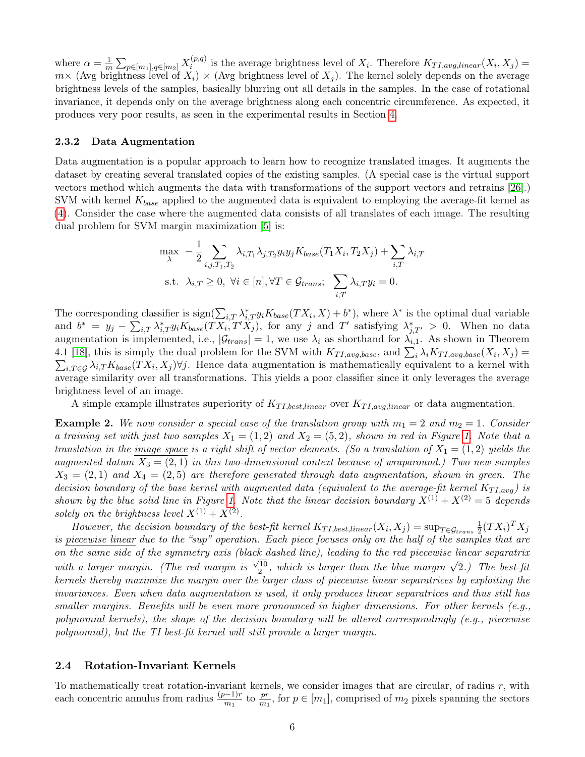where $\alpha = \frac{1}{m}\sum_{p\in[m_1],q\in[m_2]} X_i^{(p,q)}$ is the average brightness level of $X_i$. Therefore $K_{TI,avg,linear}(X_i, X_j) = m\times$ (Avg brightness level of $X_i$) $\times$ (Avg brightness level of $X_j$). The kernel solely depends on the average brightness levels of the samples, basically blurring out all details in the samples. In the case of rotational invariance, it depends only on the average brightness along each concentric circumference. As expected, it produces very poor results, as seen in the experimental results in Section 4.

### 2.3.2 Data Augmentation

Data augmentation is a popular approach to learn how to recognize translated images. It augments the dataset by creating several translated copies of the existing samples. (A special case is the virtual support vectors method which augments the data with transformations of the support vectors and retrains [26].) SVM with kernel $K_{base}$ applied to the augmented data is equivalent to employing the average-fit kernel as (4). Consider the case where the augmented data consists of all translates of each image. The resulting dual problem for SVM margin maximization [5] is:

$$\max_{\lambda} \; -\frac{1}{2}\sum_{i,j,T_1,T_2} \lambda_{i,T_1}\lambda_{j,T_2} y_i y_j K_{base}(T_1X_i, T_2X_j) + \sum_{i,T}\lambda_{i,T}$$
$$\text{s.t. } \; \lambda_{i,T} \geq 0, \; \forall i\in[n], \forall T \in \mathcal{G}_{trans}; \; \sum_{i,T}\lambda_{i,T}y_i = 0.$$

The corresponding classifier is $\text{sign}(\sum_{i,T}\lambda^*_{i,T} y_i K_{base}(TX_i, X) + b^*)$, where $\lambda^*$ is the optimal dual variable and $b^* = y_j - \sum_{i,T}\lambda^*_{i,T} y_i K_{base}(TX_i, T'X_j)$, for any $j$ and $T'$ satisfying $\lambda^*_{j,T'} > 0$. When no data augmentation is implemented, i.e., $|\mathcal{G}_{trans}| = 1$, we use $\lambda_i$ as shorthand for $\lambda_{i,1}$. As shown in Theorem 4.1 [18], this is simply the dual problem for the SVM with $K_{TI,avg,base}$, and $\sum_i \lambda_i K_{TI,avg,base}(X_i, X_j) = \sum_{i,T\in\mathcal{G}} \lambda_{i,T} K_{base}(TX_i, X_j) \forall j$. Hence data augmentation is mathematically equivalent to a kernel with average similarity over all transformations. This yields a poor classifier since it only leverages the average brightness level of an image.

A simple example illustrates superiority of $K_{TI,best,linear}$ over $K_{TI,avg,linear}$ or data augmentation.

**Example 2.** *We now consider a special case of the translation group with $m_1 = 2$ and $m_2 = 1$. Consider a training set with just two samples $X_1 = (1, 2)$ and $X_2 = (5, 2)$, shown in red in Figure 1. Note that a translation in the image space is a right shift of vector elements. (So a translation of $X_1 = (1, 2)$ yields the augmented datum $X_3 = (2, 1)$ in this two-dimensional context because of wraparound.) Two new samples $X_3 = (2, 1)$ and $X_4 = (2, 5)$ are therefore generated through data augmentation, shown in green. The decision boundary of the base kernel with augmented data (equivalent to the average-fit kernel $K_{TI,avg}$) is shown by the blue solid line in Figure 1. Note that the linear decision boundary $X^{(1)} + X^{(2)} = 5$ depends solely on the brightness level $X^{(1)} + X^{(2)}$.*

*However, the decision boundary of the best-fit kernel $K_{TI,best,linear}(X_i, X_j) = \sup_{T\in\mathcal{G}_{trans}} \frac{1}{2}(TX_i)^T X_j$ is piecewise linear due to the "sup" operation. Each piece focuses only on the half of the samples that are on the same side of the symmetry axis (black dashed line), leading to the red piecewise linear separatrix with a larger margin. (The red margin is $\frac{\sqrt{10}}{2}$, which is larger than the blue margin $\sqrt{2}$.) The best-fit kernels thereby maximize the margin over the larger class of piecewise linear separatrices by exploiting the invariances. Even when data augmentation is used, it only produces linear separatrices and thus still has smaller margins. Benefits will be even more pronounced in higher dimensions. For other kernels (e.g., polynomial kernels), the shape of the decision boundary will be altered correspondingly (e.g., piecewise polynomial), but the TI best-fit kernel will still provide a larger margin.*

## 2.4 Rotation-Invariant Kernels

To mathematically treat rotation-invariant kernels, we consider images that are circular, of radius $r$, with each concentric annulus from radius $\frac{(p-1)r}{m_1}$ to $\frac{pr}{m_1}$, for $p \in [m_1]$, comprised of $m_2$ pixels spanning the sectors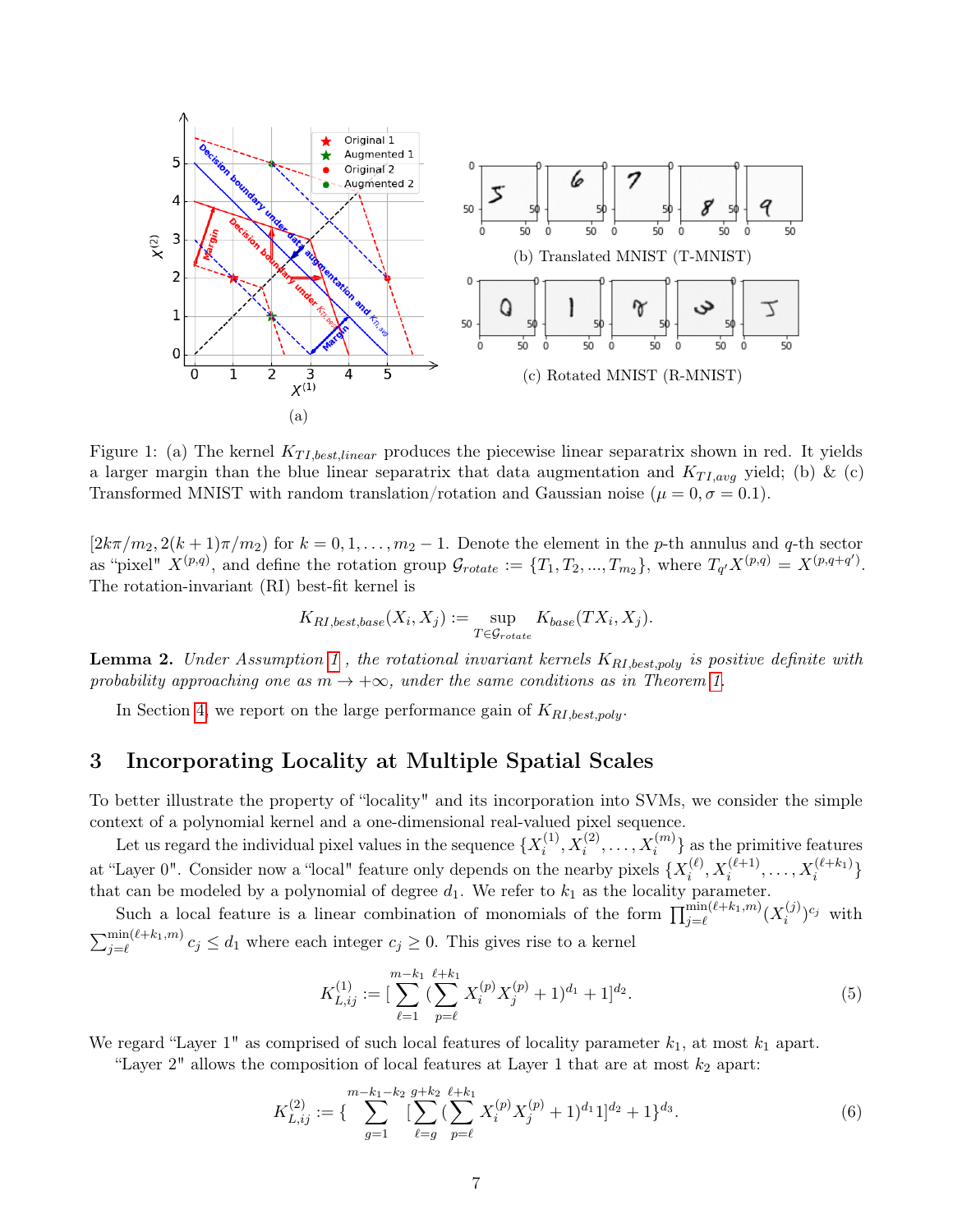Figure 1: (a) The kernel $K_{TI,best,linear}$ produces the piecewise linear separatrix shown in red. It yields a larger margin than the blue linear separatrix that data augmentation and $K_{TI,avg}$ yield; (b) & (c) Transformed MNIST with random translation/rotation and Gaussian noise ($\mu = 0, \sigma = 0.1$).

$[2k\pi/m_2, 2(k+1)\pi/m_2)$ for $k = 0, 1, \ldots, m_2 - 1$. Denote the element in the $p$-th annulus and $q$-th sector as "pixel" $X^{(p,q)}$, and define the rotation group $\mathcal{G}_{rotate} := \{T_1, T_2, ..., T_{m_2}\}$, where $T_{q'}X^{(p,q)} = X^{(p,q+q')}$. The rotation-invariant (RI) best-fit kernel is

$$K_{RI,best,base}(X_i, X_j) := \sup_{T \in \mathcal{G}_{rotate}} K_{base}(TX_i, X_j).$$

**Lemma 2.** *Under Assumption 1, the rotational invariant kernels $K_{RI,best,poly}$ is positive definite with probability approaching one as $m \to +\infty$, under the same conditions as in Theorem 1.*

In Section 4, we report on the large performance gain of $K_{RI,best,poly}$.

## 3 Incorporating Locality at Multiple Spatial Scales

To better illustrate the property of "locality" and its incorporation into SVMs, we consider the simple context of a polynomial kernel and a one-dimensional real-valued pixel sequence.

Let us regard the individual pixel values in the sequence $\{X_i^{(1)}, X_i^{(2)}, \ldots, X_i^{(m)}\}$ as the primitive features at "Layer 0". Consider now a "local" feature only depends on the nearby pixels $\{X_i^{(\ell)}, X_i^{(\ell+1)}, \ldots, X_i^{(\ell+k_1)}\}$ that can be modeled by a polynomial of degree $d_1$. We refer to $k_1$ as the locality parameter.

Such a local feature is a linear combination of monomials of the form $\prod_{j=\ell}^{\min(\ell+k_1,m)} (X_i^{(j)})^{c_j}$ with $\sum_{j=\ell}^{\min(\ell+k_1,m)} c_j \leq d_1$ where each integer $c_j \geq 0$. This gives rise to a kernel

$$K_{L,ij}^{(1)} := [\sum_{\ell=1}^{m-k_1} (\sum_{p=\ell}^{\ell+k_1} X_i^{(p)} X_j^{(p)} + 1)^{d_1} + 1]^{d_2}. \tag{5}$$

We regard "Layer 1" as comprised of such local features of locality parameter $k_1$, at most $k_1$ apart.

"Layer 2" allows the composition of local features at Layer 1 that are at most $k_2$ apart:

$$K_{L,ij}^{(2)} := \{ \sum_{g=1}^{m-k_1-k_2} [\sum_{\ell=g}^{g+k_2} (\sum_{p=\ell}^{\ell+k_1} X_i^{(p)} X_j^{(p)} + 1)^{d_1} 1]^{d_2} + 1\}^{d_3}. \tag{6}$$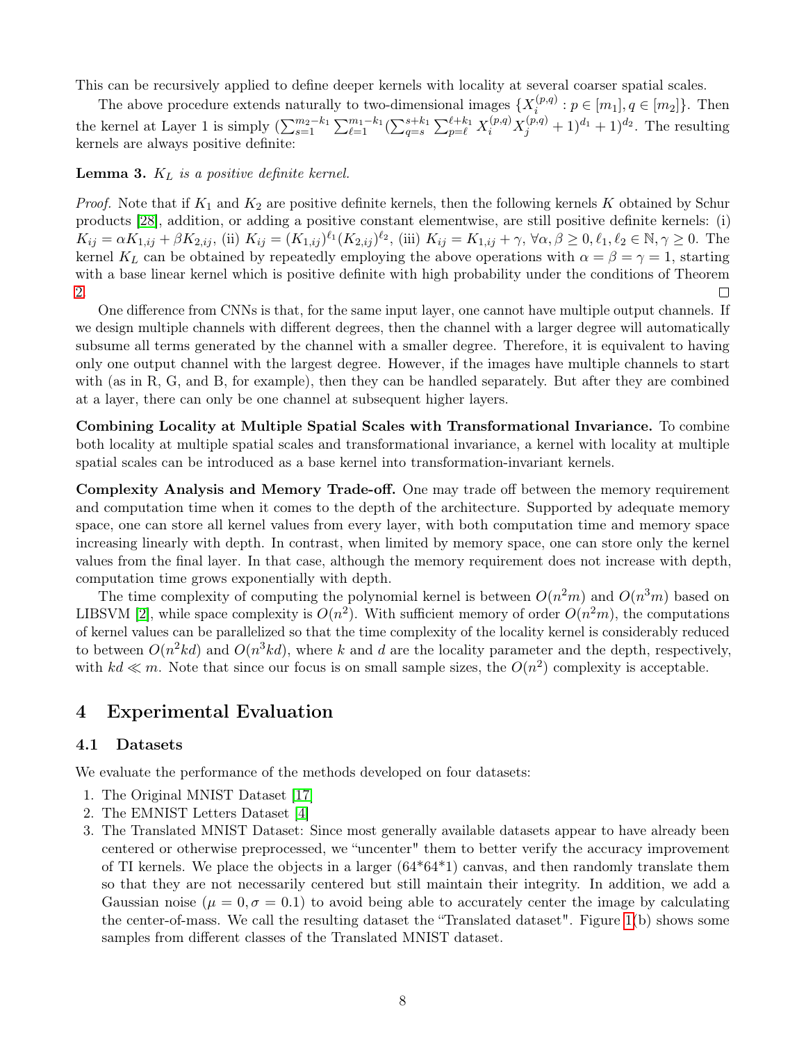This can be recursively applied to define deeper kernels with locality at several coarser spatial scales.

The above procedure extends naturally to two-dimensional images $\{X_i^{(p,q)} : p \in [m_1], q \in [m_2]\}$. Then the kernel at Layer 1 is simply $(\sum_{s=1}^{m_2-k_1} \sum_{\ell=1}^{m_1-k_1} (\sum_{q=s}^{s+k_1} \sum_{p=\ell}^{\ell+k_1} X_i^{(p,q)} X_j^{(p,q)} + 1)^{d_1} + 1)^{d_2}$. The resulting kernels are always positive definite:

**Lemma 3.** *$K_L$ is a positive definite kernel.*

*Proof.* Note that if $K_1$ and $K_2$ are positive definite kernels, then the following kernels $K$ obtained by Schur products [28], addition, or adding a positive constant elementwise, are still positive definite kernels: (i) $K_{ij} = \alpha K_{1,ij} + \beta K_{2,ij}$, (ii) $K_{ij} = (K_{1,ij})^{\ell_1} (K_{2,ij})^{\ell_2}$, (iii) $K_{ij} = K_{1,ij} + \gamma$, $\forall \alpha, \beta \geq 0, \ell_1, \ell_2 \in \mathbb{N}, \gamma \geq 0$. The kernel $K_L$ can be obtained by repeatedly employing the above operations with $\alpha = \beta = \gamma = 1$, starting with a base linear kernel which is positive definite with high probability under the conditions of Theorem 2. □

One difference from CNNs is that, for the same input layer, one cannot have multiple output channels. If we design multiple channels with different degrees, then the channel with a larger degree will automatically subsume all terms generated by the channel with a smaller degree. Therefore, it is equivalent to having only one output channel with the largest degree. However, if the images have multiple channels to start with (as in R, G, and B, for example), then they can be handled separately. But after they are combined at a layer, there can only be one channel at subsequent higher layers.

**Combining Locality at Multiple Spatial Scales with Transformational Invariance.** To combine both locality at multiple spatial scales and transformational invariance, a kernel with locality at multiple spatial scales can be introduced as a base kernel into transformation-invariant kernels.

**Complexity Analysis and Memory Trade-off.** One may trade off between the memory requirement and computation time when it comes to the depth of the architecture. Supported by adequate memory space, one can store all kernel values from every layer, with both computation time and memory space increasing linearly with depth. In contrast, when limited by memory space, one can store only the kernel values from the final layer. In that case, although the memory requirement does not increase with depth, computation time grows exponentially with depth.

The time complexity of computing the polynomial kernel is between $O(n^2 m)$ and $O(n^3 m)$ based on LIBSVM [2], while space complexity is $O(n^2)$. With sufficient memory of order $O(n^2 m)$, the computations of kernel values can be parallelized so that the time complexity of the locality kernel is considerably reduced to between $O(n^2 kd)$ and $O(n^3 kd)$, where $k$ and $d$ are the locality parameter and the depth, respectively, with $kd \ll m$. Note that since our focus is on small sample sizes, the $O(n^2)$ complexity is acceptable.

# 4 Experimental Evaluation

## 4.1 Datasets

We evaluate the performance of the methods developed on four datasets:

1. The Original MNIST Dataset [17]
2. The EMNIST Letters Dataset [4]
3. The Translated MNIST Dataset: Since most generally available datasets appear to have already been centered or otherwise preprocessed, we "uncenter" them to better verify the accuracy improvement of TI kernels. We place the objects in a larger (64*64*1) canvas, and then randomly translate them so that they are not necessarily centered but still maintain their integrity. In addition, we add a Gaussian noise ($\mu = 0, \sigma = 0.1$) to avoid being able to accurately center the image by calculating the center-of-mass. We call the resulting dataset the "Translated dataset". Figure 1(b) shows some samples from different classes of the Translated MNIST dataset.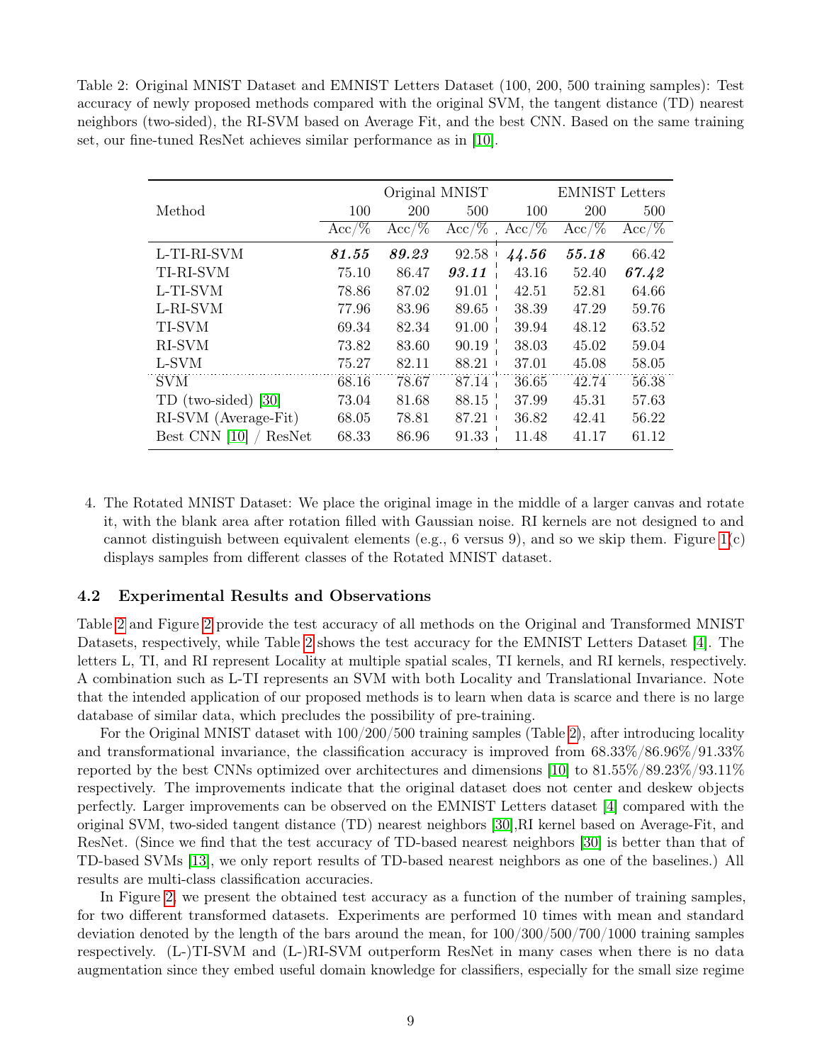Table 2: Original MNIST Dataset and EMNIST Letters Dataset (100, 200, 500 training samples): Test accuracy of newly proposed methods compared with the original SVM, the tangent distance (TD) nearest neighbors (two-sided), the RI-SVM based on Average Fit, and the best CNN. Based on the same training set, our fine-tuned ResNet achieves similar performance as in [10].

| Method | Original MNIST | | | EMNIST Letters | | |
|---|---|---|---|---|---|---|
| | 100 | 200 | 500 | 100 | 200 | 500 |
| | Acc/% | Acc/% | Acc/% | Acc/% | Acc/% | Acc/% |
| L-TI-RI-SVM | ***81.55*** | ***89.23*** | 92.58 | ***44.56*** | ***55.18*** | 66.42 |
| TI-RI-SVM | 75.10 | 86.47 | ***93.11*** | 43.16 | 52.40 | ***67.42*** |
| L-TI-SVM | 78.86 | 87.02 | 91.01 | 42.51 | 52.81 | 64.66 |
| L-RI-SVM | 77.96 | 83.96 | 89.65 | 38.39 | 47.29 | 59.76 |
| TI-SVM | 69.34 | 82.34 | 91.00 | 39.94 | 48.12 | 63.52 |
| RI-SVM | 73.82 | 83.60 | 90.19 | 38.03 | 45.02 | 59.04 |
| L-SVM | 75.27 | 82.11 | 88.21 | 37.01 | 45.08 | 58.05 |
| SVM | 68.16 | 78.67 | 87.14 | 36.65 | 42.74 | 56.38 |
| TD (two-sided) [30] | 73.04 | 81.68 | 88.15 | 37.99 | 45.31 | 57.63 |
| RI-SVM (Average-Fit) | 68.05 | 78.81 | 87.21 | 36.82 | 42.41 | 56.22 |
| Best CNN [10] / ResNet | 68.33 | 86.96 | 91.33 | 11.48 | 41.17 | 61.12 |

4. The Rotated MNIST Dataset: We place the original image in the middle of a larger canvas and rotate it, with the blank area after rotation filled with Gaussian noise. RI kernels are not designed to and cannot distinguish between equivalent elements (e.g., 6 versus 9), and so we skip them. Figure 1(c) displays samples from different classes of the Rotated MNIST dataset.

### 4.2 Experimental Results and Observations

Table 2 and Figure 2 provide the test accuracy of all methods on the Original and Transformed MNIST Datasets, respectively, while Table 2 shows the test accuracy for the EMNIST Letters Dataset [4]. The letters L, TI, and RI represent Locality at multiple spatial scales, TI kernels, and RI kernels, respectively. A combination such as L-TI represents an SVM with both Locality and Translational Invariance. Note that the intended application of our proposed methods is to learn when data is scarce and there is no large database of similar data, which precludes the possibility of pre-training.

For the Original MNIST dataset with 100/200/500 training samples (Table 2), after introducing locality and transformational invariance, the classification accuracy is improved from 68.33%/86.96%/91.33% reported by the best CNNs optimized over architectures and dimensions [10] to 81.55%/89.23%/93.11% respectively. The improvements indicate that the original dataset does not center and deskew objects perfectly. Larger improvements can be observed on the EMNIST Letters dataset [4] compared with the original SVM, two-sided tangent distance (TD) nearest neighbors [30],RI kernel based on Average-Fit, and ResNet. (Since we find that the test accuracy of TD-based nearest neighbors [30] is better than that of TD-based SVMs [13], we only report results of TD-based nearest neighbors as one of the baselines.) All results are multi-class classification accuracies.

In Figure 2, we present the obtained test accuracy as a function of the number of training samples, for two different transformed datasets. Experiments are performed 10 times with mean and standard deviation denoted by the length of the bars around the mean, for 100/300/500/700/1000 training samples respectively. (L-)TI-SVM and (L-)RI-SVM outperform ResNet in many cases when there is no data augmentation since they embed useful domain knowledge for classifiers, especially for the small size regime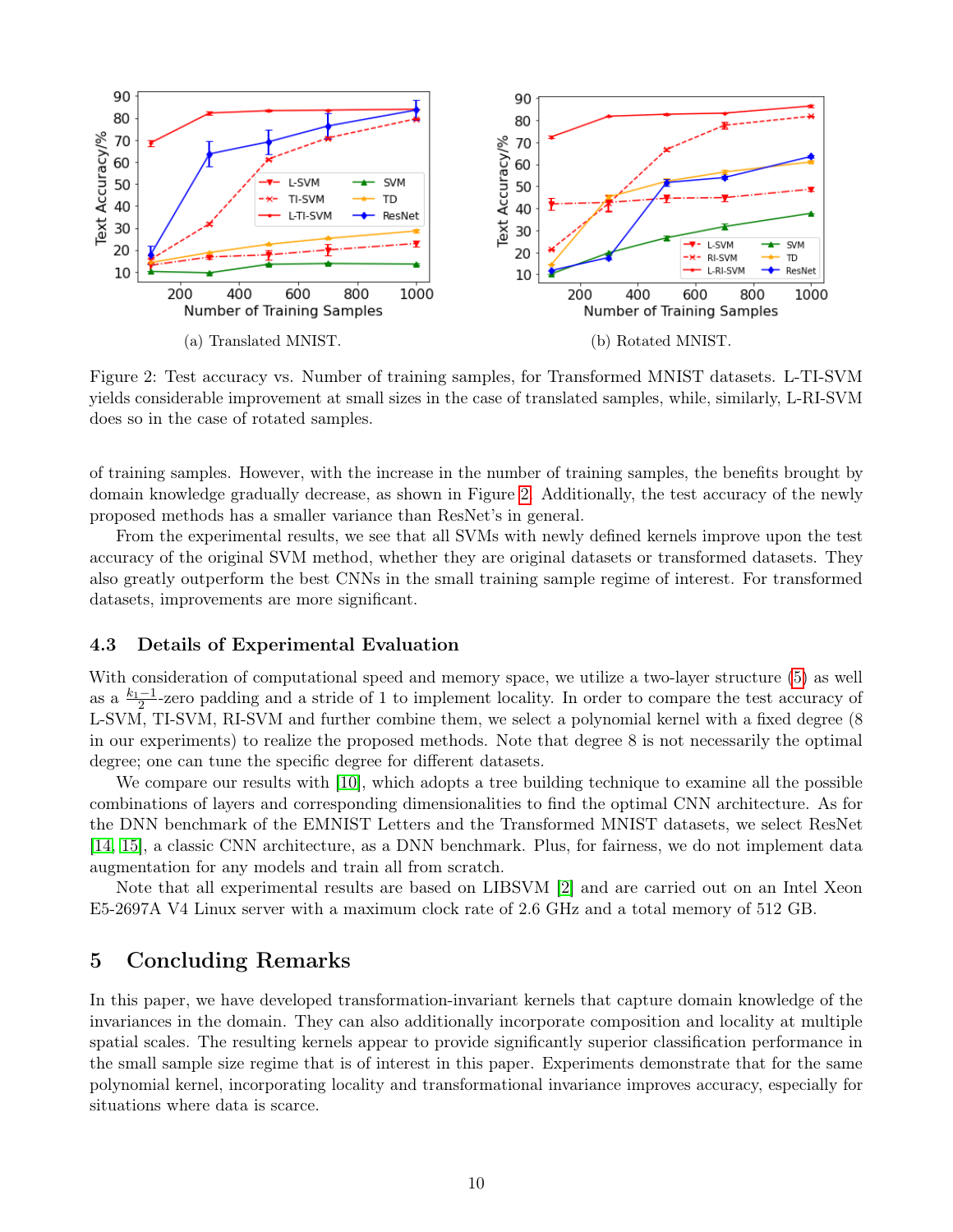(a) Translated MNIST.

(b) Rotated MNIST.

Figure 2: Test accuracy vs. Number of training samples, for Transformed MNIST datasets. L-TI-SVM yields considerable improvement at small sizes in the case of translated samples, while, similarly, L-RI-SVM does so in the case of rotated samples.

of training samples. However, with the increase in the number of training samples, the benefits brought by domain knowledge gradually decrease, as shown in Figure 2. Additionally, the test accuracy of the newly proposed methods has a smaller variance than ResNet's in general.

From the experimental results, we see that all SVMs with newly defined kernels improve upon the test accuracy of the original SVM method, whether they are original datasets or transformed datasets. They also greatly outperform the best CNNs in the small training sample regime of interest. For transformed datasets, improvements are more significant.

### 4.3 Details of Experimental Evaluation

With consideration of computational speed and memory space, we utilize a two-layer structure (5) as well as a $\frac{k_1-1}{2}$-zero padding and a stride of 1 to implement locality. In order to compare the test accuracy of L-SVM, TI-SVM, RI-SVM and further combine them, we select a polynomial kernel with a fixed degree (8 in our experiments) to realize the proposed methods. Note that degree 8 is not necessarily the optimal degree; one can tune the specific degree for different datasets.

We compare our results with [10], which adopts a tree building technique to examine all the possible combinations of layers and corresponding dimensionalities to find the optimal CNN architecture. As for the DNN benchmark of the EMNIST Letters and the Transformed MNIST datasets, we select ResNet [14, 15], a classic CNN architecture, as a DNN benchmark. Plus, for fairness, we do not implement data augmentation for any models and train all from scratch.

Note that all experimental results are based on LIBSVM [2] and are carried out on an Intel Xeon E5-2697A V4 Linux server with a maximum clock rate of 2.6 GHz and a total memory of 512 GB.

## 5 Concluding Remarks

In this paper, we have developed transformation-invariant kernels that capture domain knowledge of the invariances in the domain. They can also additionally incorporate composition and locality at multiple spatial scales. The resulting kernels appear to provide significantly superior classification performance in the small sample size regime that is of interest in this paper. Experiments demonstrate that for the same polynomial kernel, incorporating locality and transformational invariance improves accuracy, especially for situations where data is scarce.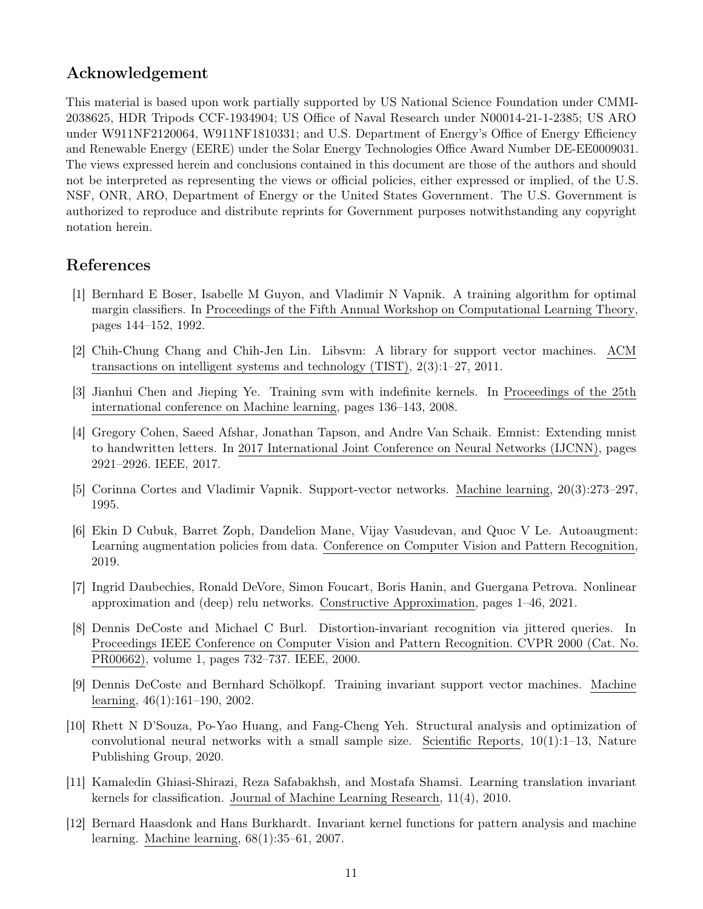## Acknowledgement

This material is based upon work partially supported by US National Science Foundation under CMMI-2038625, HDR Tripods CCF-1934904; US Office of Naval Research under N00014-21-1-2385; US ARO under W911NF2120064, W911NF1810331; and U.S. Department of Energy's Office of Energy Efficiency and Renewable Energy (EERE) under the Solar Energy Technologies Office Award Number DE-EE0009031. The views expressed herein and conclusions contained in this document are those of the authors and should not be interpreted as representing the views or official policies, either expressed or implied, of the U.S. NSF, ONR, ARO, Department of Energy or the United States Government. The U.S. Government is authorized to reproduce and distribute reprints for Government purposes notwithstanding any copyright notation herein.

## References

[1] Bernhard E Boser, Isabelle M Guyon, and Vladimir N Vapnik. A training algorithm for optimal margin classifiers. In Proceedings of the Fifth Annual Workshop on Computational Learning Theory, pages 144–152, 1992.

[2] Chih-Chung Chang and Chih-Jen Lin. Libsvm: A library for support vector machines. ACM transactions on intelligent systems and technology (TIST), 2(3):1–27, 2011.

[3] Jianhui Chen and Jieping Ye. Training svm with indefinite kernels. In Proceedings of the 25th international conference on Machine learning, pages 136–143, 2008.

[4] Gregory Cohen, Saeed Afshar, Jonathan Tapson, and Andre Van Schaik. Emnist: Extending mnist to handwritten letters. In 2017 International Joint Conference on Neural Networks (IJCNN), pages 2921–2926. IEEE, 2017.

[5] Corinna Cortes and Vladimir Vapnik. Support-vector networks. Machine learning, 20(3):273–297, 1995.

[6] Ekin D Cubuk, Barret Zoph, Dandelion Mane, Vijay Vasudevan, and Quoc V Le. Autoaugment: Learning augmentation policies from data. Conference on Computer Vision and Pattern Recognition, 2019.

[7] Ingrid Daubechies, Ronald DeVore, Simon Foucart, Boris Hanin, and Guergana Petrova. Nonlinear approximation and (deep) relu networks. Constructive Approximation, pages 1–46, 2021.

[8] Dennis DeCoste and Michael C Burl. Distortion-invariant recognition via jittered queries. In Proceedings IEEE Conference on Computer Vision and Pattern Recognition. CVPR 2000 (Cat. No. PR00662), volume 1, pages 732–737. IEEE, 2000.

[9] Dennis DeCoste and Bernhard Schölkopf. Training invariant support vector machines. Machine learning, 46(1):161–190, 2002.

[10] Rhett N D'Souza, Po-Yao Huang, and Fang-Cheng Yeh. Structural analysis and optimization of convolutional neural networks with a small sample size. Scientific Reports, 10(1):1–13, Nature Publishing Group, 2020.

[11] Kamaledin Ghiasi-Shirazi, Reza Safabakhsh, and Mostafa Shamsi. Learning translation invariant kernels for classification. Journal of Machine Learning Research, 11(4), 2010.

[12] Bernard Haasdonk and Hans Burkhardt. Invariant kernel functions for pattern analysis and machine learning. Machine learning, 68(1):35–61, 2007.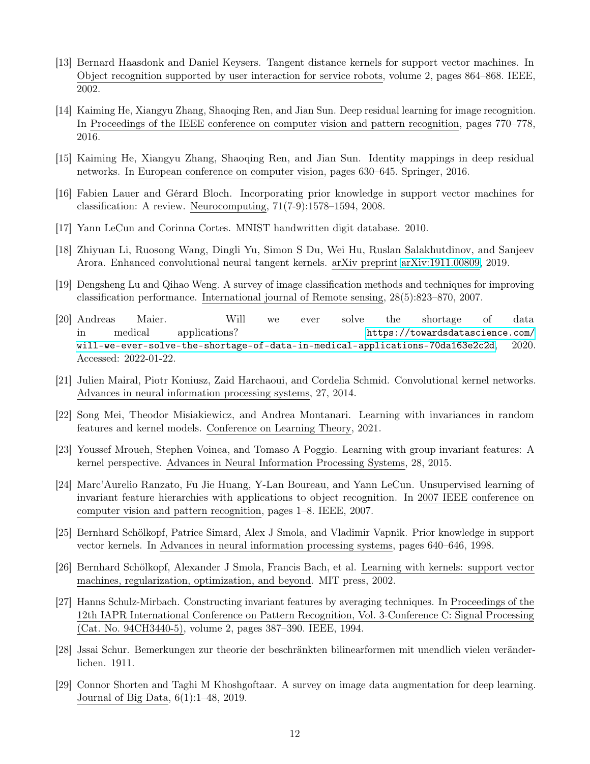[13] Bernard Haasdonk and Daniel Keysers. Tangent distance kernels for support vector machines. In Object recognition supported by user interaction for service robots, volume 2, pages 864–868. IEEE, 2002.

[14] Kaiming He, Xiangyu Zhang, Shaoqing Ren, and Jian Sun. Deep residual learning for image recognition. In Proceedings of the IEEE conference on computer vision and pattern recognition, pages 770–778, 2016.

[15] Kaiming He, Xiangyu Zhang, Shaoqing Ren, and Jian Sun. Identity mappings in deep residual networks. In European conference on computer vision, pages 630–645. Springer, 2016.

[16] Fabien Lauer and Gérard Bloch. Incorporating prior knowledge in support vector machines for classification: A review. Neurocomputing, 71(7-9):1578–1594, 2008.

[17] Yann LeCun and Corinna Cortes. MNIST handwritten digit database. 2010.

[18] Zhiyuan Li, Ruosong Wang, Dingli Yu, Simon S Du, Wei Hu, Ruslan Salakhutdinov, and Sanjeev Arora. Enhanced convolutional neural tangent kernels. arXiv preprint arXiv:1911.00809, 2019.

[19] Dengsheng Lu and Qihao Weng. A survey of image classification methods and techniques for improving classification performance. International journal of Remote sensing, 28(5):823–870, 2007.

[20] Andreas Maier. Will we ever solve the shortage of data in medical applications? https://towardsdatascience.com/will-we-ever-solve-the-shortage-of-data-in-medical-applications-70da163e2c2d, 2020. Accessed: 2022-01-22.

[21] Julien Mairal, Piotr Koniusz, Zaid Harchaoui, and Cordelia Schmid. Convolutional kernel networks. Advances in neural information processing systems, 27, 2014.

[22] Song Mei, Theodor Misiakiewicz, and Andrea Montanari. Learning with invariances in random features and kernel models. Conference on Learning Theory, 2021.

[23] Youssef Mroueh, Stephen Voinea, and Tomaso A Poggio. Learning with group invariant features: A kernel perspective. Advances in Neural Information Processing Systems, 28, 2015.

[24] Marc'Aurelio Ranzato, Fu Jie Huang, Y-Lan Boureau, and Yann LeCun. Unsupervised learning of invariant feature hierarchies with applications to object recognition. In 2007 IEEE conference on computer vision and pattern recognition, pages 1–8. IEEE, 2007.

[25] Bernhard Schölkopf, Patrice Simard, Alex J Smola, and Vladimir Vapnik. Prior knowledge in support vector kernels. In Advances in neural information processing systems, pages 640–646, 1998.

[26] Bernhard Schölkopf, Alexander J Smola, Francis Bach, et al. Learning with kernels: support vector machines, regularization, optimization, and beyond. MIT press, 2002.

[27] Hanns Schulz-Mirbach. Constructing invariant features by averaging techniques. In Proceedings of the 12th IAPR International Conference on Pattern Recognition, Vol. 3-Conference C: Signal Processing (Cat. No. 94CH3440-5), volume 2, pages 387–390. IEEE, 1994.

[28] Jssai Schur. Bemerkungen zur theorie der beschränkten bilinearformen mit unendlich vielen veränderlichen. 1911.

[29] Connor Shorten and Taghi M Khoshgoftaar. A survey on image data augmentation for deep learning. Journal of Big Data, 6(1):1–48, 2019.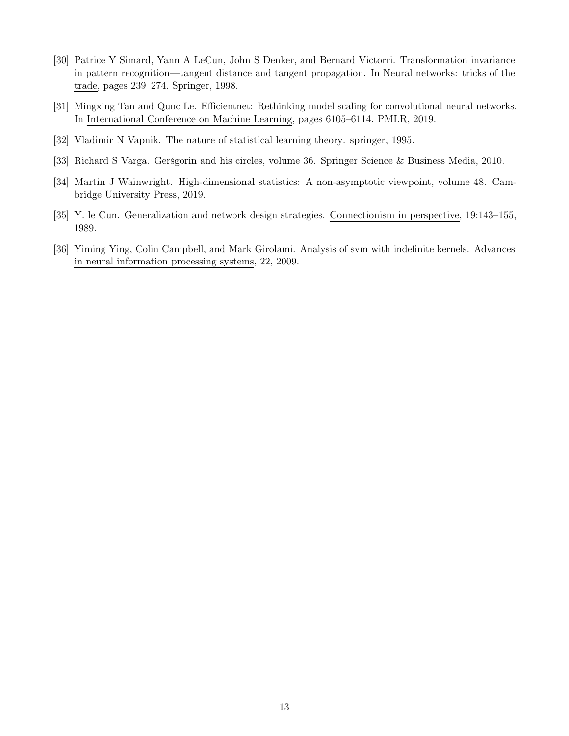[30] Patrice Y Simard, Yann A LeCun, John S Denker, and Bernard Victorri. Transformation invariance in pattern recognition—tangent distance and tangent propagation. In Neural networks: tricks of the trade, pages 239–274. Springer, 1998.

[31] Mingxing Tan and Quoc Le. Efficientnet: Rethinking model scaling for convolutional neural networks. In International Conference on Machine Learning, pages 6105–6114. PMLR, 2019.

[32] Vladimir N Vapnik. The nature of statistical learning theory. springer, 1995.

[33] Richard S Varga. Geršgorin and his circles, volume 36. Springer Science & Business Media, 2010.

[34] Martin J Wainwright. High-dimensional statistics: A non-asymptotic viewpoint, volume 48. Cambridge University Press, 2019.

[35] Y. le Cun. Generalization and network design strategies. Connectionism in perspective, 19:143–155, 1989.

[36] Yiming Ying, Colin Campbell, and Mark Girolami. Analysis of svm with indefinite kernels. Advances in neural information processing systems, 22, 2009.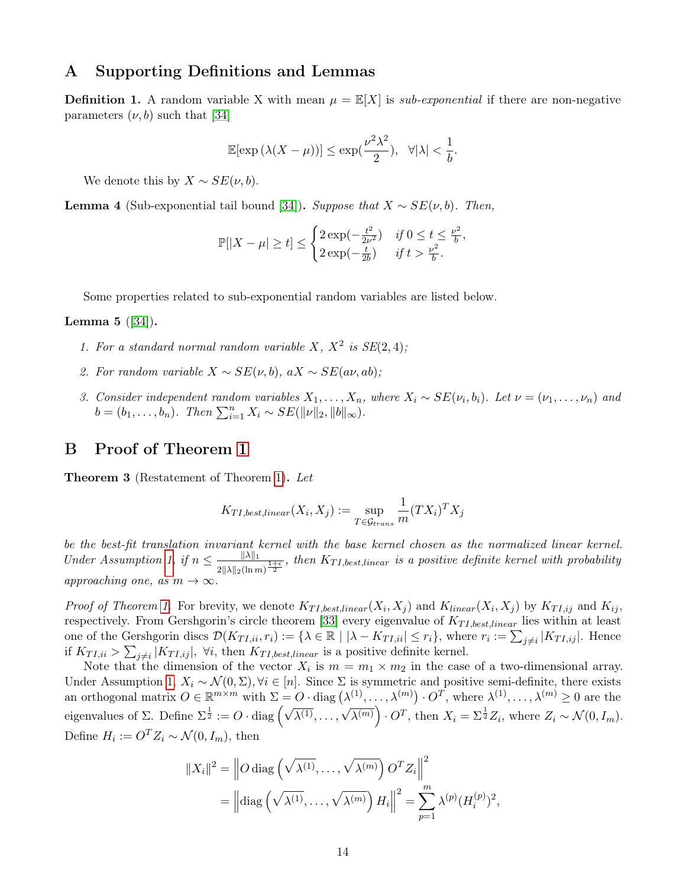# A Supporting Definitions and Lemmas

**Definition 1.** A random variable X with mean $\mu = \mathbb{E}[X]$ is *sub-exponential* if there are non-negative parameters $(\nu, b)$ such that [34]

$$\mathbb{E}[\exp(\lambda(X-\mu))] \leq \exp(\frac{\nu^2\lambda^2}{2}), \quad \forall |\lambda| < \frac{1}{b}.$$

We denote this by $X \sim SE(\nu, b)$.

**Lemma 4** (Sub-exponential tail bound [34])**.** *Suppose that $X \sim SE(\nu, b)$. Then,*

$$\mathbb{P}[|X-\mu| \geq t] \leq \begin{cases} 2\exp(-\frac{t^2}{2\nu^2}) & \text{if } 0 \leq t \leq \frac{\nu^2}{b}, \\ 2\exp(-\frac{t}{2b}) & \text{if } t > \frac{\nu^2}{b}. \end{cases}$$

Some properties related to sub-exponential random variables are listed below.

**Lemma 5** ([34])**.**

1. *For a standard normal random variable $X$, $X^2$ is $SE(2,4)$;*
2. *For random variable $X \sim SE(\nu, b)$, $aX \sim SE(a\nu, ab)$;*
3. *Consider independent random variables $X_1, \ldots, X_n$, where $X_i \sim SE(\nu_i, b_i)$. Let $\nu = (\nu_1, \ldots, \nu_n)$ and $b = (b_1, \ldots, b_n)$. Then $\sum_{i=1}^n X_i \sim SE(\|\nu\|_2, \|b\|_\infty)$.*

# B Proof of Theorem 1

**Theorem 3** (Restatement of Theorem 1)**.** *Let*

$$K_{TI,best,linear}(X_i, X_j) := \sup_{T \in \mathcal{G}_{trans}} \frac{1}{m}(TX_i)^T X_j$$

*be the best-fit translation invariant kernel with the base kernel chosen as the normalized linear kernel. Under Assumption 1, if $n \leq \frac{\|\lambda\|_1}{2\|\lambda\|_2(\ln m)^{\frac{1+\epsilon}{2}}}$, then $K_{TI,best,linear}$ is a positive definite kernel with probability approaching one, as $m \to \infty$.*

*Proof of Theorem 1.* For brevity, we denote $K_{TI,best,linear}(X_i, X_j)$ and $K_{linear}(X_i, X_j)$ by $K_{TI,ij}$ and $K_{ij}$, respectively. From Gershgorin's circle theorem [33] every eigenvalue of $K_{TI,best,linear}$ lies within at least one of the Gershgorin discs $\mathcal{D}(K_{TI,ii}, r_i) := \{\lambda \in \mathbb{R} \mid |\lambda - K_{TI,ii}| \leq r_i\}$, where $r_i := \sum_{j \neq i} |K_{TI,ij}|$. Hence if $K_{TI,ii} > \sum_{j \neq i} |K_{TI,ij}|, \ \forall i$, then $K_{TI,best,linear}$ is a positive definite kernel.

Note that the dimension of the vector $X_i$ is $m = m_1 \times m_2$ in the case of a two-dimensional array. Under Assumption 1, $X_i \sim \mathcal{N}(0, \Sigma), \forall i \in [n]$. Since $\Sigma$ is symmetric and positive semi-definite, there exists an orthogonal matrix $O \in \mathbb{R}^{m \times m}$ with $\Sigma = O \cdot \text{diag}\left(\lambda^{(1)}, \ldots, \lambda^{(m)}\right) \cdot O^T$, where $\lambda^{(1)}, \ldots, \lambda^{(m)} \geq 0$ are the eigenvalues of $\Sigma$. Define $\Sigma^{\frac{1}{2}} := O \cdot \text{diag}\left(\sqrt{\lambda^{(1)}}, \ldots, \sqrt{\lambda^{(m)}}\right) \cdot O^T$, then $X_i = \Sigma^{\frac{1}{2}} Z_i$, where $Z_i \sim \mathcal{N}(0, I_m)$. Define $H_i := O^T Z_i \sim \mathcal{N}(0, I_m)$, then

$$\begin{aligned} \|X_i\|^2 &= \left\| O \, \text{diag}\left(\sqrt{\lambda^{(1)}}, \ldots, \sqrt{\lambda^{(m)}}\right) O^T Z_i \right\|^2 \\ &= \left\| \text{diag}\left(\sqrt{\lambda^{(1)}}, \ldots, \sqrt{\lambda^{(m)}}\right) H_i \right\|^2 = \sum_{p=1}^m \lambda^{(p)} (H_i^{(p)})^2, \end{aligned}$$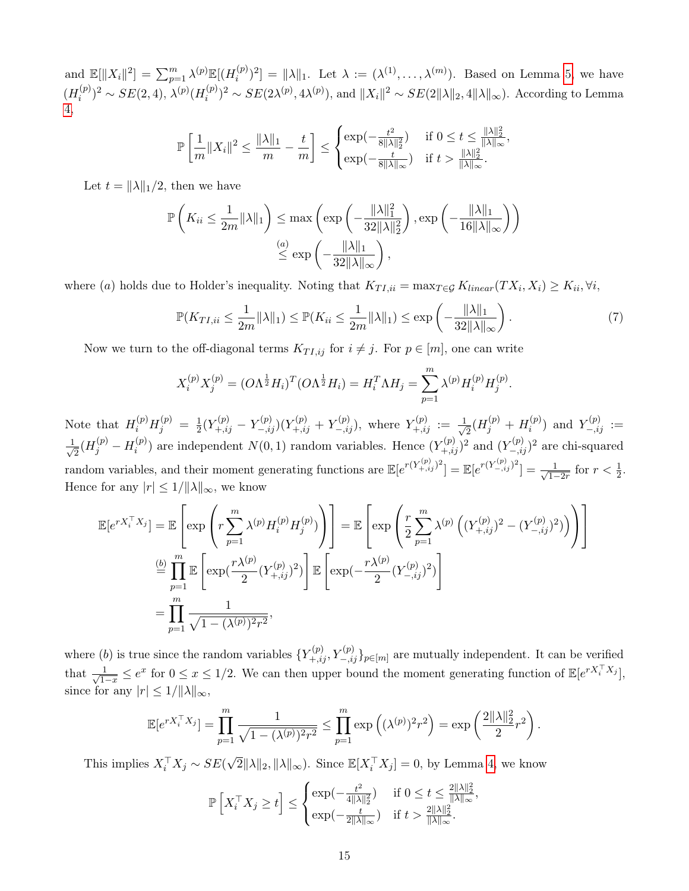and $\mathbb{E}[\|X_i\|^2] = \sum_{p=1}^m \lambda^{(p)}\mathbb{E}[(H_i^{(p)})^2] = \|\lambda\|_1$. Let $\lambda := (\lambda^{(1)}, \dots, \lambda^{(m)})$. Based on Lemma 5, we have $(H_i^{(p)})^2 \sim SE(2,4)$, $\lambda^{(p)}(H_i^{(p)})^2 \sim SE(2\lambda^{(p)}, 4\lambda^{(p)})$, and $\|X_i\|^2 \sim SE(2\|\lambda\|_2, 4\|\lambda\|_\infty)$. According to Lemma 4,

$$\mathbb{P}\left[\frac{1}{m}\|X_i\|^2 \le \frac{\|\lambda\|_1}{m} - \frac{t}{m}\right] \le \begin{cases} \exp(-\frac{t^2}{8\|\lambda\|_2^2}) & \text{if } 0 \le t \le \frac{\|\lambda\|_2^2}{\|\lambda\|_\infty}, \\ \exp(-\frac{t}{8\|\lambda\|_\infty}) & \text{if } t > \frac{\|\lambda\|_2^2}{\|\lambda\|_\infty}. \end{cases}$$

Let $t = \|\lambda\|_1/2$, then we have

$$\begin{aligned}\mathbb{P}\left(K_{ii} \le \frac{1}{2m}\|\lambda\|_1\right) &\le \max\left(\exp\left(-\frac{\|\lambda\|_1^2}{32\|\lambda\|_2^2}\right), \exp\left(-\frac{\|\lambda\|_1}{16\|\lambda\|_\infty}\right)\right) \\ &\overset{(a)}{\le} \exp\left(-\frac{\|\lambda\|_1}{32\|\lambda\|_\infty}\right),\end{aligned}$$

where $(a)$ holds due to Holder's inequality. Noting that $K_{TI,ii} = \max_{T\in\mathcal{G}} K_{linear}(TX_i, X_i) \ge K_{ii}, \forall i$,

$$\mathbb{P}(K_{TI,ii} \le \frac{1}{2m}\|\lambda\|_1) \le \mathbb{P}(K_{ii} \le \frac{1}{2m}\|\lambda\|_1) \le \exp\left(-\frac{\|\lambda\|_1}{32\|\lambda\|_\infty}\right). \tag{7}$$

Now we turn to the off-diagonal terms $K_{TI,ij}$ for $i \ne j$. For $p \in [m]$, one can write

$$X_i^{(p)}X_j^{(p)} = (O\Lambda^{\frac{1}{2}}H_i)^T(O\Lambda^{\frac{1}{2}}H_i) = H_i^T\Lambda H_j = \sum_{p=1}^m \lambda^{(p)}H_i^{(p)}H_j^{(p)}.$$

Note that $H_i^{(p)}H_j^{(p)} = \frac{1}{2}(Y_{+,ij}^{(p)} - Y_{-,ij}^{(p)})(Y_{+,ij}^{(p)} + Y_{-,ij}^{(p)})$, where $Y_{+,ij}^{(p)} := \frac{1}{\sqrt{2}}(H_j^{(p)} + H_i^{(p)})$ and $Y_{-,ij}^{(p)} := \frac{1}{\sqrt{2}}(H_j^{(p)} - H_i^{(p)})$ are independent $N(0,1)$ random variables. Hence $(Y_{+,ij}^{(p)})^2$ and $(Y_{-,ij}^{(p)})^2$ are chi-squared random variables, and their moment generating functions are $\mathbb{E}[e^{r(Y_{+,ij}^{(p)})^2}] = \mathbb{E}[e^{r(Y_{-,ij}^{(p)})^2}] = \frac{1}{\sqrt{1-2r}}$ for $r < \frac{1}{2}$. Hence for any $|r| \le 1/\|\lambda\|_\infty$, we know

$$\begin{aligned}\mathbb{E}[e^{rX_i^\top X_j}] &= \mathbb{E}\left[\exp\left(r\sum_{p=1}^m \lambda^{(p)}H_i^{(p)}H_j^{(p)}\right)\right] = \mathbb{E}\left[\exp\left(\frac{r}{2}\sum_{p=1}^m \lambda^{(p)}\left((Y_{+,ij}^{(p)})^2 - (Y_{-,ij}^{(p)})^2\right)\right)\right] \\ &\overset{(b)}{=} \prod_{p=1}^m \mathbb{E}\left[\exp(\frac{r\lambda^{(p)}}{2}(Y_{+,ij}^{(p)})^2)\right]\mathbb{E}\left[\exp(-\frac{r\lambda^{(p)}}{2}(Y_{-,ij}^{(p)})^2)\right] \\ &= \prod_{p=1}^m \frac{1}{\sqrt{1-(\lambda^{(p)})^2r^2}},\end{aligned}$$

where $(b)$ is true since the random variables $\{Y_{+,ij}^{(p)}, Y_{-,ij}^{(p)}\}_{p\in[m]}$ are mutually independent. It can be verified that $\frac{1}{\sqrt{1-x}} \le e^x$ for $0 \le x \le 1/2$. We can then upper bound the moment generating function of $\mathbb{E}[e^{rX_i^\top X_j}]$, since for any $|r| \le 1/\|\lambda\|_\infty$,

$$\mathbb{E}[e^{rX_i^\top X_j}] = \prod_{p=1}^m \frac{1}{\sqrt{1-(\lambda^{(p)})^2r^2}} \le \prod_{p=1}^m \exp\left((\lambda^{(p)})^2r^2\right) = \exp\left(\frac{2\|\lambda\|_2^2}{2}r^2\right).$$

This implies $X_i^\top X_j \sim SE(\sqrt{2}\|\lambda\|_2, \|\lambda\|_\infty)$. Since $\mathbb{E}[X_i^\top X_j] = 0$, by Lemma 4, we know

$$\mathbb{P}\left[X_i^\top X_j \ge t\right] \le \begin{cases} \exp(-\frac{t^2}{4\|\lambda\|_2^2}) & \text{if } 0 \le t \le \frac{2\|\lambda\|_2^2}{\|\lambda\|_\infty}, \\ \exp(-\frac{t}{2\|\lambda\|_\infty}) & \text{if } t > \frac{2\|\lambda\|_2^2}{\|\lambda\|_\infty}. \end{cases}$$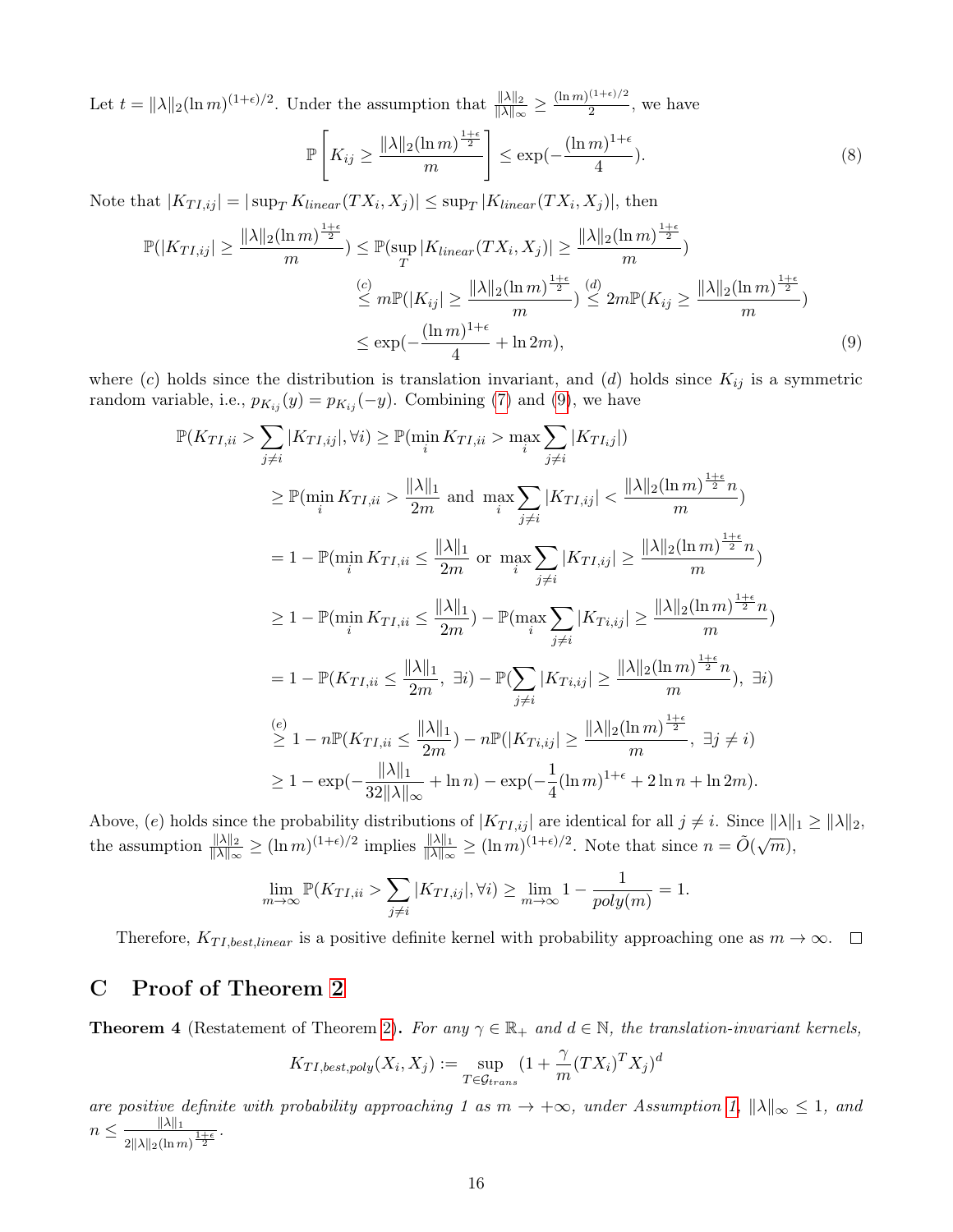Let $t = \|\lambda\|_2 (\ln m)^{(1+\epsilon)/2}$. Under the assumption that $\frac{\|\lambda\|_2}{\|\lambda\|_\infty} \geq \frac{(\ln m)^{(1+\epsilon)/2}}{2}$, we have

$$\mathbb{P}\left[K_{ij} \geq \frac{\|\lambda\|_2 (\ln m)^{\frac{1+\epsilon}{2}}}{m}\right] \leq \exp(-\frac{(\ln m)^{1+\epsilon}}{4}). \tag{8}$$

Note that $|K_{TI,ij}| = |\sup_T K_{linear}(TX_i, X_j)| \leq \sup_T |K_{linear}(TX_i, X_j)|$, then

$$\begin{aligned}
\mathbb{P}(|K_{TI,ij}| \geq \frac{\|\lambda\|_2 (\ln m)^{\frac{1+\epsilon}{2}}}{m}) &\leq \mathbb{P}(\sup_T |K_{linear}(TX_i, X_j)| \geq \frac{\|\lambda\|_2 (\ln m)^{\frac{1+\epsilon}{2}}}{m}) \\
&\overset{(c)}{\leq} m\mathbb{P}(|K_{ij}| \geq \frac{\|\lambda\|_2 (\ln m)^{\frac{1+\epsilon}{2}}}{m}) \overset{(d)}{\leq} 2m\mathbb{P}(K_{ij} \geq \frac{\|\lambda\|_2 (\ln m)^{\frac{1+\epsilon}{2}}}{m}) \\
&\leq \exp(-\frac{(\ln m)^{1+\epsilon}}{4} + \ln 2m),
\end{aligned} \tag{9}$$

where $(c)$ holds since the distribution is translation invariant, and $(d)$ holds since $K_{ij}$ is a symmetric random variable, i.e., $p_{K_{ij}}(y) = p_{K_{ij}}(-y)$. Combining (7) and (9), we have

$$\begin{aligned}
\mathbb{P}(K_{TI,ii} > \sum_{j\neq i} |K_{TI,ij}|, \forall i) &\geq \mathbb{P}(\min_i K_{TI,ii} > \max_i \sum_{j \neq i} |K_{TI_ij}|) \\
&\geq \mathbb{P}(\min_i K_{TI,ii} > \frac{\|\lambda\|_1}{2m} \text{ and } \max_i \sum_{j\neq i} |K_{TI,ij}| < \frac{\|\lambda\|_2 (\ln m)^{\frac{1+\epsilon}{2}} n}{m}) \\
&= 1 - \mathbb{P}(\min_i K_{TI,ii} \leq \frac{\|\lambda\|_1}{2m} \text{ or } \max_i \sum_{j\neq i} |K_{TI,ij}| \geq \frac{\|\lambda\|_2 (\ln m)^{\frac{1+\epsilon}{2}} n}{m}) \\
&\geq 1 - \mathbb{P}(\min_i K_{TI,ii} \leq \frac{\|\lambda\|_1}{2m}) - \mathbb{P}(\max_i \sum_{j\neq i} |K_{Ti,ij}| \geq \frac{\|\lambda\|_2 (\ln m)^{\frac{1+\epsilon}{2}} n}{m}) \\
&= 1 - \mathbb{P}(K_{TI,ii} \leq \frac{\|\lambda\|_1}{2m},\ \exists i) - \mathbb{P}(\sum_{j\neq i} |K_{Ti,ij}| \geq \frac{\|\lambda\|_2 (\ln m)^{\frac{1+\epsilon}{2}} n}{m}),\ \exists i) \\
&\overset{(e)}{\geq} 1 - n\mathbb{P}(K_{TI,ii} \leq \frac{\|\lambda\|_1}{2m}) - n\mathbb{P}(|K_{Ti,ij}| \geq \frac{\|\lambda\|_2 (\ln m)^{\frac{1+\epsilon}{2}}}{m},\ \exists j \neq i) \\
&\geq 1 - \exp(-\frac{\|\lambda\|_1}{32\|\lambda\|_\infty} + \ln n) - \exp(-\frac{1}{4}(\ln m)^{1+\epsilon} + 2\ln n + \ln 2m).
\end{aligned}$$

Above, $(e)$ holds since the probability distributions of $|K_{TI,ij}|$ are identical for all $j \neq i$. Since $\|\lambda\|_1 \geq \|\lambda\|_2$, the assumption $\frac{\|\lambda\|_2}{\|\lambda\|_\infty} \geq (\ln m)^{(1+\epsilon)/2}$ implies $\frac{\|\lambda\|_1}{\|\lambda\|_\infty} \geq (\ln m)^{(1+\epsilon)/2}$. Note that since $n = \tilde{O}(\sqrt{m})$,

$$\lim_{m\to\infty} \mathbb{P}(K_{TI,ii} > \sum_{j\neq i} |K_{TI,ij}|, \forall i) \geq \lim_{m\to\infty} 1 - \frac{1}{poly(m)} = 1.$$

Therefore, $K_{TI,best,linear}$ is a positive definite kernel with probability approaching one as $m \to \infty$. $\square$

# C Proof of Theorem 2

**Theorem 4** (Restatement of Theorem 2)**.** *For any $\gamma \in \mathbb{R}_+$ and $d \in \mathbb{N}$, the translation-invariant kernels,*

$$K_{TI,best,poly}(X_i, X_j) := \sup_{T\in\mathcal{G}_{trans}} (1 + \frac{\gamma}{m}(TX_i)^T X_j)^d$$

*are positive definite with probability approaching 1 as $m \to +\infty$, under Assumption 1, $\|\lambda\|_\infty \leq 1$, and $n \leq \frac{\|\lambda\|_1}{2\|\lambda\|_2 (\ln m)^{\frac{1+\epsilon}{2}}}$.*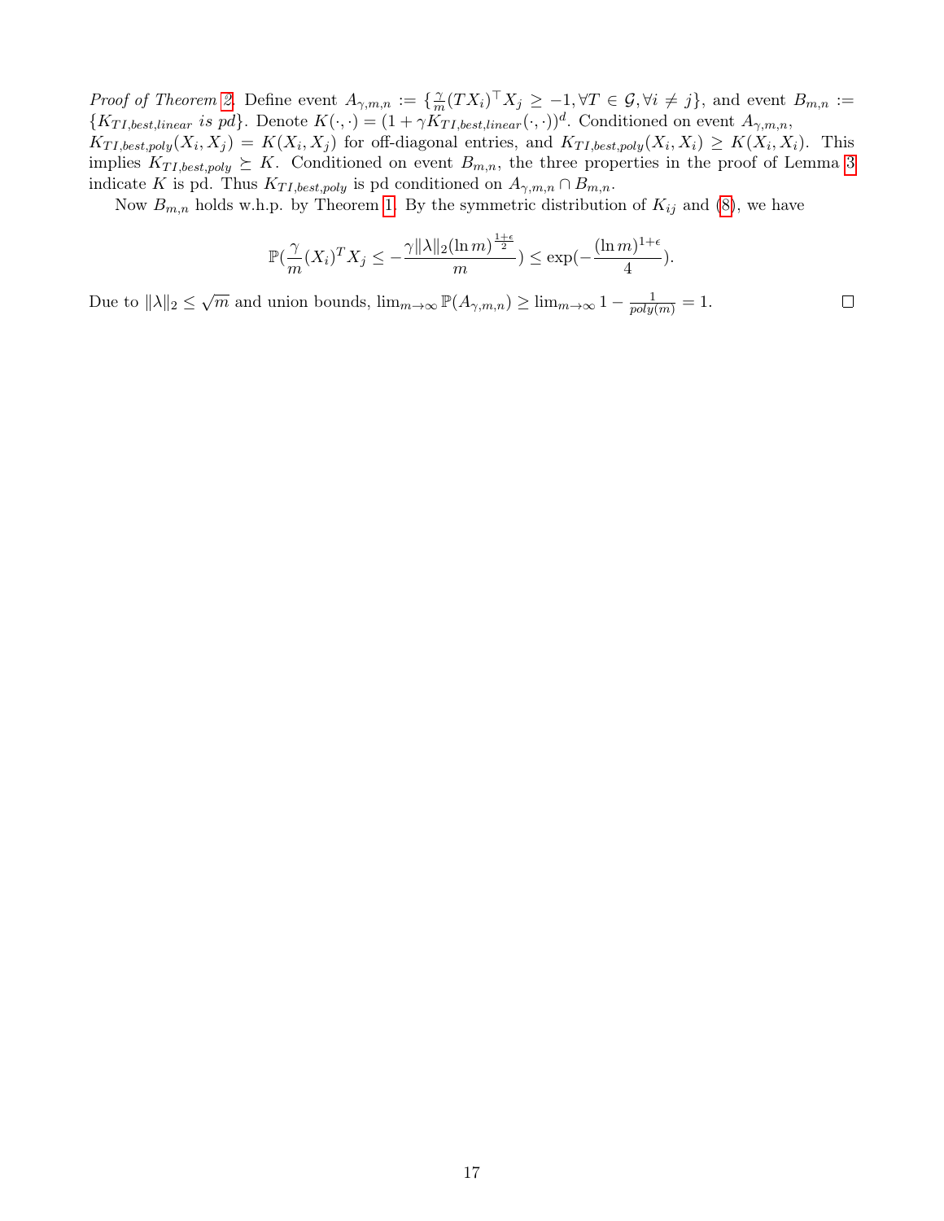*Proof of Theorem 2.* Define event $A_{\gamma,m,n} := \{\frac{\gamma}{m}(TX_i)^\top X_j \geq -1, \forall T \in \mathcal{G}, \forall i \neq j\}$, and event $B_{m,n} := \{K_{TI,best,linear} \text{ is pd}\}$. Denote $K(\cdot,\cdot) = (1 + \gamma K_{TI,best,linear}(\cdot,\cdot))^d$. Conditioned on event $A_{\gamma,m,n}$, $K_{TI,best,poly}(X_i, X_j) = K(X_i, X_j)$ for off-diagonal entries, and $K_{TI,best,poly}(X_i, X_i) \geq K(X_i, X_i)$. This implies $K_{TI,best,poly} \succeq K$. Conditioned on event $B_{m,n}$, the three properties in the proof of Lemma 3 indicate $K$ is pd. Thus $K_{TI,best,poly}$ is pd conditioned on $A_{\gamma,m,n} \cap B_{m,n}$.

Now $B_{m,n}$ holds w.h.p. by Theorem 1. By the symmetric distribution of $K_{ij}$ and (8), we have

$$\mathbb{P}(\frac{\gamma}{m}(X_i)^T X_j \leq -\frac{\gamma \|\lambda\|_2 (\ln m)^{\frac{1+\epsilon}{2}}}{m}) \leq \exp(-\frac{(\ln m)^{1+\epsilon}}{4}).$$

Due to $\|\lambda\|_2 \leq \sqrt{m}$ and union bounds, $\lim_{m\to\infty} \mathbb{P}(A_{\gamma,m,n}) \geq \lim_{m\to\infty} 1 - \frac{1}{poly(m)} = 1$. $\square$